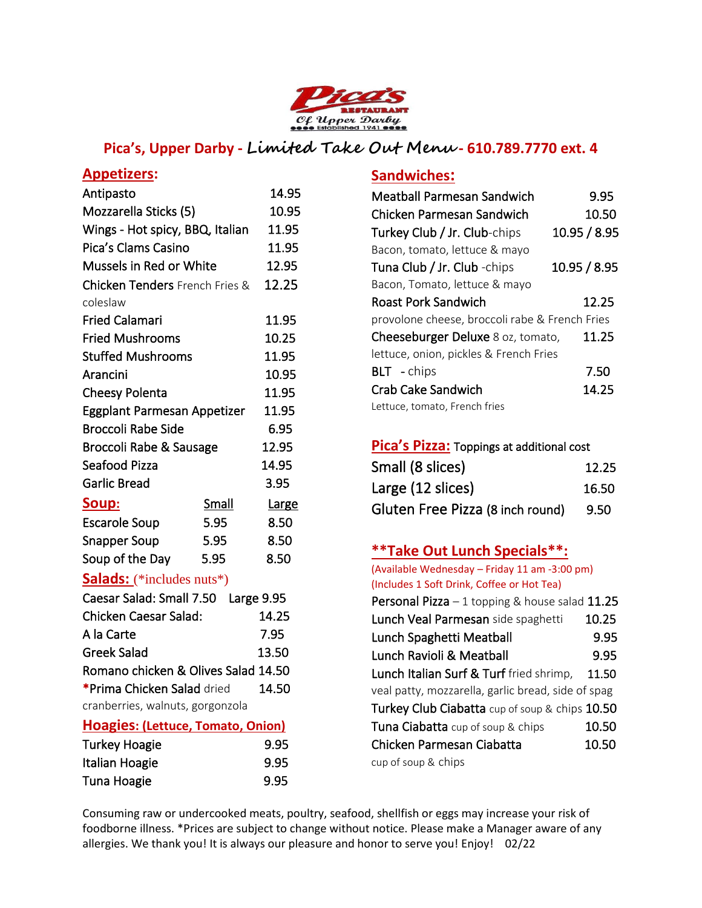# Pica's Restaurant Of Upper Darby

Established 1941

## Pica's, Upper Darby - *Limited Take Out Menu* - 610.789.7770 ext. 4

## Appetizers:

| Item | Price |
|---|---|
| Antipasto | 14.95 |
| Mozzarella Sticks (5) | 10.95 |
| Wings - Hot spicy, BBQ, Italian | 11.95 |
| Pica's Clams Casino | 11.95 |
| Mussels in Red or White | 12.95 |
| Chicken Tenders French Fries & coleslaw | 12.25 |
| Fried Calamari | 11.95 |
| Fried Mushrooms | 10.25 |
| Stuffed Mushrooms | 11.95 |
| Arancini | 10.95 |
| Cheesy Polenta | 11.95 |
| Eggplant Parmesan Appetizer | 11.95 |
| Broccoli Rabe Side | 6.95 |
| Broccoli Rabe & Sausage | 12.95 |
| Seafood Pizza | 14.95 |
| Garlic Bread | 3.95 |

## Soup:

| Soup | Small | Large |
|---|---|---|
| Escarole Soup | 5.95 | 8.50 |
| Snapper Soup | 5.95 | 8.50 |
| Soup of the Day | 5.95 | 8.50 |

## Salads: (*includes nuts*)

| Item | Price |
|---|---|
| Caesar Salad: Small 7.50 Large 9.95 | |
| Chicken Caesar Salad: | 14.25 |
| A la Carte | 7.95 |
| Greek Salad | 13.50 |
| Romano chicken & Olives Salad | 14.50 |
| *Prima Chicken Salad dried cranberries, walnuts, gorgonzola | 14.50 |

## Hoagies: (Lettuce, Tomato, Onion)

| Item | Price |
|---|---|
| Turkey Hoagie | 9.95 |
| Italian Hoagie | 9.95 |
| Tuna Hoagie | 9.95 |

## Sandwiches:

| Item | Price |
|---|---|
| Meatball Parmesan Sandwich | 9.95 |
| Chicken Parmesan Sandwich | 10.50 |
| Turkey Club / Jr. Club-chips<br>Bacon, tomato, lettuce & mayo | 10.95 / 8.95 |
| Tuna Club / Jr. Club -chips<br>Bacon, Tomato, lettuce & mayo | 10.95 / 8.95 |
| Roast Pork Sandwich<br>provolone cheese, broccoli rabe & French Fries | 12.25 |
| Cheeseburger Deluxe 8 oz, tomato, lettuce, onion, pickles & French Fries | 11.25 |
| BLT - chips | 7.50 |
| Crab Cake Sandwich<br>Lettuce, tomato, French fries | 14.25 |

## Pica's Pizza: Toppings at additional cost

| Item | Price |
|---|---|
| Small (8 slices) | 12.25 |
| Large (12 slices) | 16.50 |
| Gluten Free Pizza (8 inch round) | 9.50 |

## **Take Out Lunch Specials**:

(Available Wednesday – Friday 11 am -3:00 pm)
(Includes 1 Soft Drink, Coffee or Hot Tea)

| Item | Price |
|---|---|
| Personal Pizza – 1 topping & house salad | 11.25 |
| Lunch Veal Parmesan side spaghetti | 10.25 |
| Lunch Spaghetti Meatball | 9.95 |
| Lunch Ravioli & Meatball | 9.95 |
| Lunch Italian Surf & Turf fried shrimp, veal patty, mozzarella, garlic bread, side of spag | 11.50 |
| Turkey Club Ciabatta cup of soup & chips | 10.50 |
| Tuna Ciabatta cup of soup & chips | 10.50 |
| Chicken Parmesan Ciabatta cup of soup & chips | 10.50 |

Consuming raw or undercooked meats, poultry, seafood, shellfish or eggs may increase your risk of foodborne illness. *Prices are subject to change without notice. Please make a Manager aware of any allergies. We thank you! It is always our pleasure and honor to serve you! Enjoy! 02/22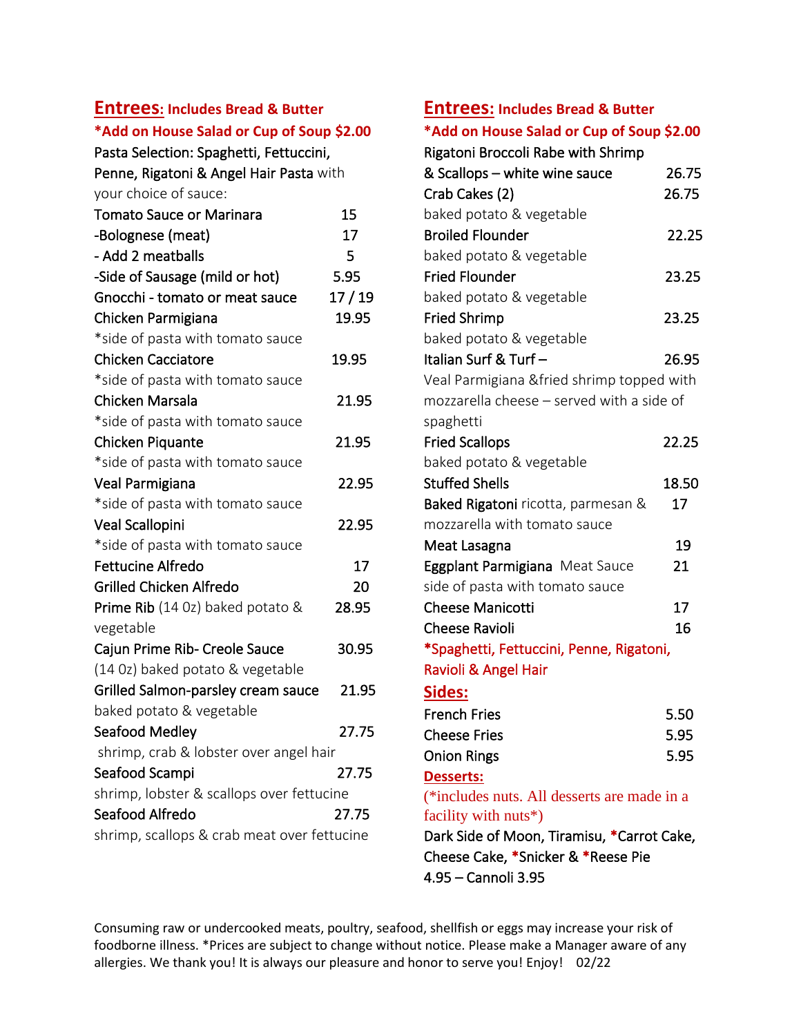## Entrees: Includes Bread & Butter

**\*Add on House Salad or Cup of Soup $2.00**

Pasta Selection: Spaghetti, Fettuccini, Penne, Rigatoni & Angel Hair Pasta with your choice of sauce:

| | |
|---|---|
| Tomato Sauce or Marinara | 15 |
| -Bolognese (meat) | 17 |
| - Add 2 meatballs | 5 |
| -Side of Sausage (mild or hot) | 5.95 |
| Gnocchi - tomato or meat sauce | 17 / 19 |
| Chicken Parmigiana<br>*side of pasta with tomato sauce | 19.95 |
| Chicken Cacciatore<br>*side of pasta with tomato sauce | 19.95 |
| Chicken Marsala<br>*side of pasta with tomato sauce | 21.95 |
| Chicken Piquante<br>*side of pasta with tomato sauce | 21.95 |
| Veal Parmigiana<br>*side of pasta with tomato sauce | 22.95 |
| Veal Scallopini<br>*side of pasta with tomato sauce | 22.95 |
| Fettucine Alfredo | 17 |
| Grilled Chicken Alfredo | 20 |
| Prime Rib (14 Oz) baked potato & vegetable | 28.95 |
| Cajun Prime Rib- Creole Sauce<br>(14 Oz) baked potato & vegetable | 30.95 |
| Grilled Salmon-parsley cream sauce<br>baked potato & vegetable | 21.95 |
| Seafood Medley<br>shrimp, crab & lobster over angel hair | 27.75 |
| Seafood Scampi<br>shrimp, lobster & scallops over fettucine | 27.75 |
| Seafood Alfredo<br>shrimp, scallops & crab meat over fettucine | 27.75 |

## Entrees: Includes Bread & Butter

**\*Add on House Salad or Cup of Soup $2.00**

| | |
|---|---|
| Rigatoni Broccoli Rabe with Shrimp & Scallops – white wine sauce | 26.75 |
| Crab Cakes (2)<br>baked potato & vegetable | 26.75 |
| Broiled Flounder<br>baked potato & vegetable | 22.25 |
| Fried Flounder<br>baked potato & vegetable | 23.25 |
| Fried Shrimp<br>baked potato & vegetable | 23.25 |
| Italian Surf & Turf –<br>Veal Parmigiana &fried shrimp topped with mozzarella cheese – served with a side of spaghetti | 26.95 |
| Fried Scallops<br>baked potato & vegetable | 22.25 |
| Stuffed Shells | 18.50 |
| Baked Rigatoni ricotta, parmesan & mozzarella with tomato sauce | 17 |
| Meat Lasagna | 19 |
| Eggplant Parmigiana Meat Sauce<br>side of pasta with tomato sauce | 21 |
| Cheese Manicotti | 17 |
| Cheese Ravioli | 16 |

*Spaghetti, Fettuccini, Penne, Rigatoni, Ravioli & Angel Hair

## Sides:

| | |
|---|---|
| French Fries | 5.50 |
| Cheese Fries | 5.95 |
| Onion Rings | 5.95 |

### Desserts:

(*includes nuts. All desserts are made in a facility with nuts*)

Dark Side of Moon, Tiramisu, *Carrot Cake, Cheese Cake, *Snicker & *Reese Pie 4.95 – Cannoli 3.95

Consuming raw or undercooked meats, poultry, seafood, shellfish or eggs may increase your risk of foodborne illness. *Prices are subject to change without notice. Please make a Manager aware of any allergies. We thank you! It is always our pleasure and honor to serve you! Enjoy! 02/22